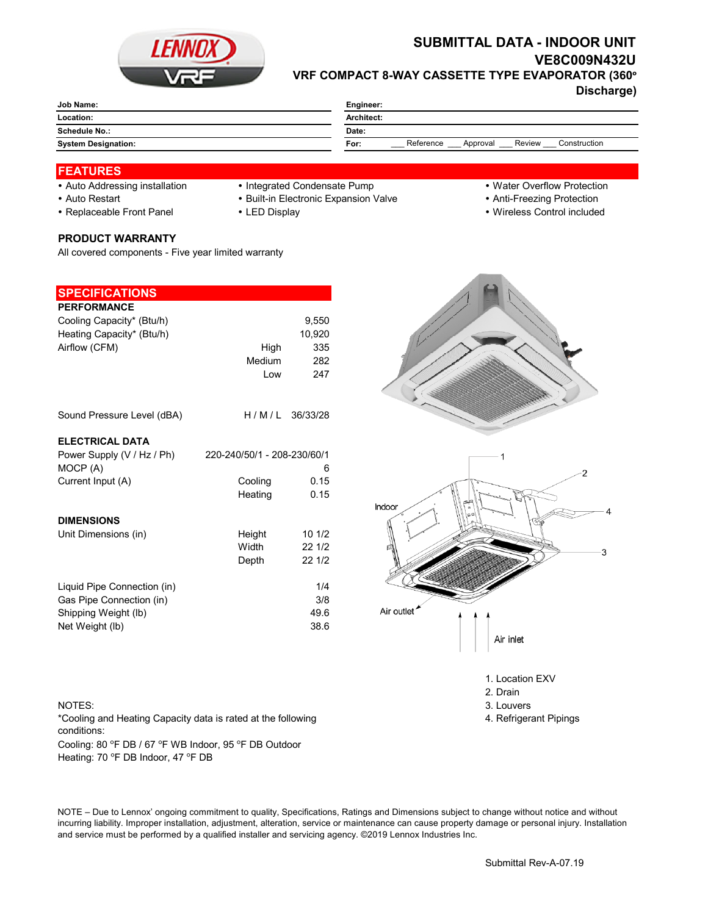# SUBMITTAL DATA - INDOOR UNIT

## VE8C009N432U

### VRF COMPACT 8-WAY CASSETTE TYPE EVAPORATOR (360° Discharge)

| | | | |
|---|---|---|---|
| **Job Name:** | | **Engineer:** | |
| **Location:** | | **Architect:** | |
| **Schedule No.:** | | **Date:** | |
| **System Designation:** | | **For:** | ___ Reference ___ Approval ___ Review ___ Construction |

## FEATURES

- Auto Addressing installation
- Auto Restart
- Replaceable Front Panel
- Integrated Condensate Pump
- Built-in Electronic Expansion Valve
- LED Display
- Water Overflow Protection
- Anti-Freezing Protection
- Wireless Control included

### PRODUCT WARRANTY

All covered components - Five year limited warranty

## SPECIFICATIONS

| | | |
|---|---|---|
| **PERFORMANCE** | | |
| Cooling Capacity* (Btu/h) | | 9,550 |
| Heating Capacity* (Btu/h) | | 10,920 |
| Airflow (CFM) | High | 335 |
| | Medium | 282 |
| | Low | 247 |
| Sound Pressure Level (dBA) | H / M / L | 36/33/28 |
| **ELECTRICAL DATA** | | |
| Power Supply (V / Hz / Ph) | | 220-240/50/1 - 208-230/60/1 |
| MOCP (A) | | 6 |
| Current Input (A) | Cooling | 0.15 |
| | Heating | 0.15 |
| **DIMENSIONS** | | |
| Unit Dimensions (in) | Height | 10 1/2 |
| | Width | 22 1/2 |
| | Depth | 22 1/2 |
| Liquid Pipe Connection (in) | | 1/4 |
| Gas Pipe Connection (in) | | 3/8 |
| Shipping Weight (lb) | | 49.6 |
| Net Weight (lb) | | 38.6 |

Indoor

Air outlet

Air inlet

1. Location EXV
2. Drain
3. Louvers
4. Refrigerant Pipings

NOTES:
*Cooling and Heating Capacity data is rated at the following conditions:
Cooling: 80 °F DB / 67 °F WB Indoor, 95 °F DB Outdoor
Heating: 70 °F DB Indoor, 47 °F DB

NOTE – Due to Lennox' ongoing commitment to quality, Specifications, Ratings and Dimensions subject to change without notice and without incurring liability. Improper installation, adjustment, alteration, service or maintenance can cause property damage or personal injury. Installation and service must be performed by a qualified installer and servicing agency. ©2019 Lennox Industries Inc.

Submittal Rev-A-07.19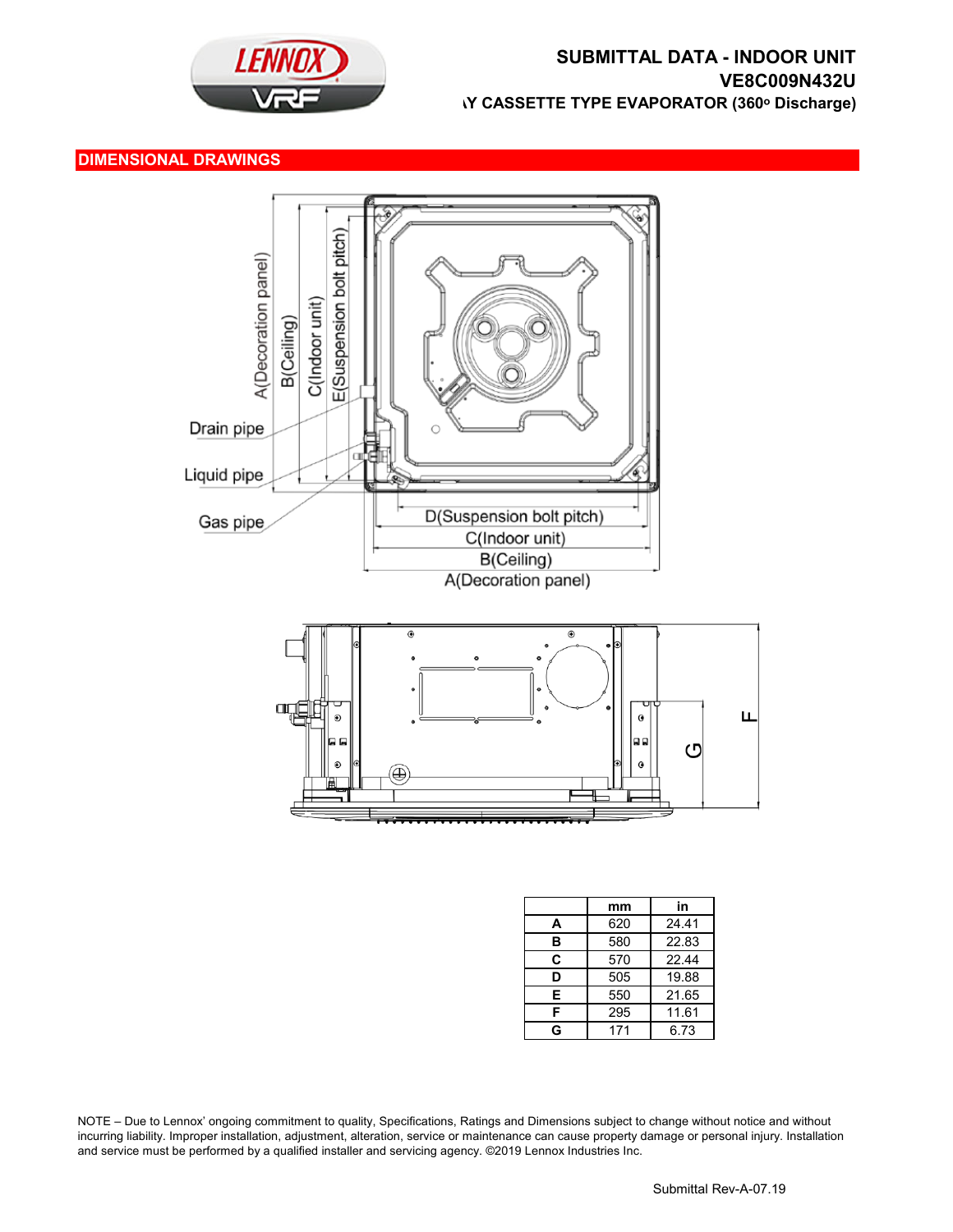# SUBMITTAL DATA - INDOOR UNIT
## VE8C009N432U
### \Y CASSETTE TYPE EVAPORATOR (360° Discharge)

## DIMENSIONAL DRAWINGS

A(Decoration panel)
B(Ceiling)
C(Indoor unit)
E(Suspension bolt pitch)
Drain pipe
Liquid pipe
Gas pipe
D(Suspension bolt pitch)
C(Indoor unit)
B(Ceiling)
A(Decoration panel)

G
F

| | mm | in |
|---|---|---|
| **A** | 620 | 24.41 |
| **B** | 580 | 22.83 |
| **C** | 570 | 22.44 |
| **D** | 505 | 19.88 |
| **E** | 550 | 21.65 |
| **F** | 295 | 11.61 |
| **G** | 171 | 6.73 |

NOTE – Due to Lennox' ongoing commitment to quality, Specifications, Ratings and Dimensions subject to change without notice and without incurring liability. Improper installation, adjustment, alteration, service or maintenance can cause property damage or personal injury. Installation and service must be performed by a qualified installer and servicing agency. ©2019 Lennox Industries Inc.

Submittal Rev-A-07.19